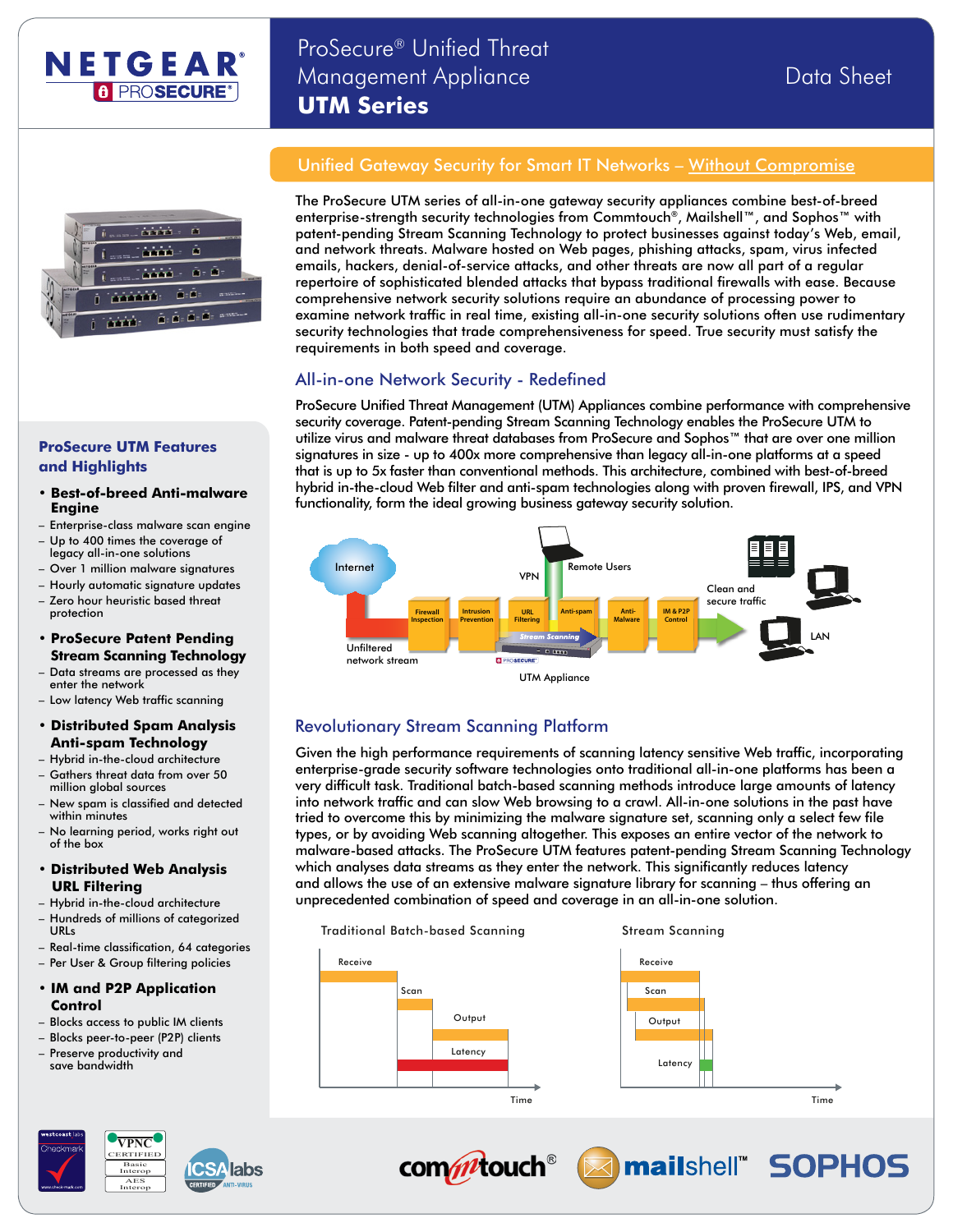# ProSecure® Unified Threat Management Appliance
# UTM Series

Data Sheet

## Unified Gateway Security for Smart IT Networks – Without Compromise

The ProSecure UTM series of all-in-one gateway security appliances combine best-of-breed enterprise-strength security technologies from Commtouch®, Mailshell™, and Sophos™ with patent-pending Stream Scanning Technology to protect businesses against today's Web, email, and network threats. Malware hosted on Web pages, phishing attacks, spam, virus infected emails, hackers, denial-of-service attacks, and other threats are now all part of a regular repertoire of sophisticated blended attacks that bypass traditional firewalls with ease. Because comprehensive network security solutions require an abundance of processing power to examine network traffic in real time, existing all-in-one security solutions often use rudimentary security technologies that trade comprehensiveness for speed. True security must satisfy the requirements in both speed and coverage.

## All-in-one Network Security - Redefined

ProSecure Unified Threat Management (UTM) Appliances combine performance with comprehensive security coverage. Patent-pending Stream Scanning Technology enables the ProSecure UTM to utilize virus and malware threat databases from ProSecure and Sophos™ that are over one million signatures in size - up to 400x more comprehensive than legacy all-in-one platforms at a speed that is up to 5x faster than conventional methods. This architecture, combined with best-of-breed hybrid in-the-cloud Web filter and anti-spam technologies along with proven firewall, IPS, and VPN functionality, form the ideal growing business gateway security solution.

Internet — Unfiltered network stream — Firewall Inspection — Intrusion Prevention — URL Filtering — Anti-spam — Anti-Malware — IM & P2P Control — Stream Scanning — UTM Appliance — VPN — Remote Users — Clean and secure traffic — LAN

## Revolutionary Stream Scanning Platform

Given the high performance requirements of scanning latency sensitive Web traffic, incorporating enterprise-grade security software technologies onto traditional all-in-one platforms has been a very difficult task. Traditional batch-based scanning methods introduce large amounts of latency into network traffic and can slow Web browsing to a crawl. All-in-one solutions in the past have tried to overcome this by minimizing the malware signature set, scanning only a select few file types, or by avoiding Web scanning altogether. This exposes an entire vector of the network to malware-based attacks. The ProSecure UTM features patent-pending Stream Scanning Technology which analyses data streams as they enter the network. This significantly reduces latency and allows the use of an extensive malware signature library for scanning – thus offering an unprecedented combination of speed and coverage in an all-in-one solution.

Traditional Batch-based Scanning: Receive, Scan, Output, Latency — Time

Stream Scanning: Receive, Scan, Output, Latency — Time

### ProSecure UTM Features and Highlights

- **Best-of-breed Anti-malware Engine**
  - Enterprise-class malware scan engine
  - Up to 400 times the coverage of legacy all-in-one solutions
  - Over 1 million malware signatures
  - Hourly automatic signature updates
  - Zero hour heuristic based threat protection
- **ProSecure Patent Pending Stream Scanning Technology**
  - Data streams are processed as they enter the network
  - Low latency Web traffic scanning
- **Distributed Spam Analysis Anti-spam Technology**
  - Hybrid in-the-cloud architecture
  - Gathers threat data from over 50 million global sources
  - New spam is classified and detected within minutes
  - No learning period, works right out of the box
- **Distributed Web Analysis URL Filtering**
  - Hybrid in-the-cloud architecture
  - Hundreds of millions of categorized URLs
  - Real-time classification, 64 categories
  - Per User & Group filtering policies
- **IM and P2P Application Control**
  - Blocks access to public IM clients
  - Blocks peer-to-peer (P2P) clients
  - Preserve productivity and save bandwidth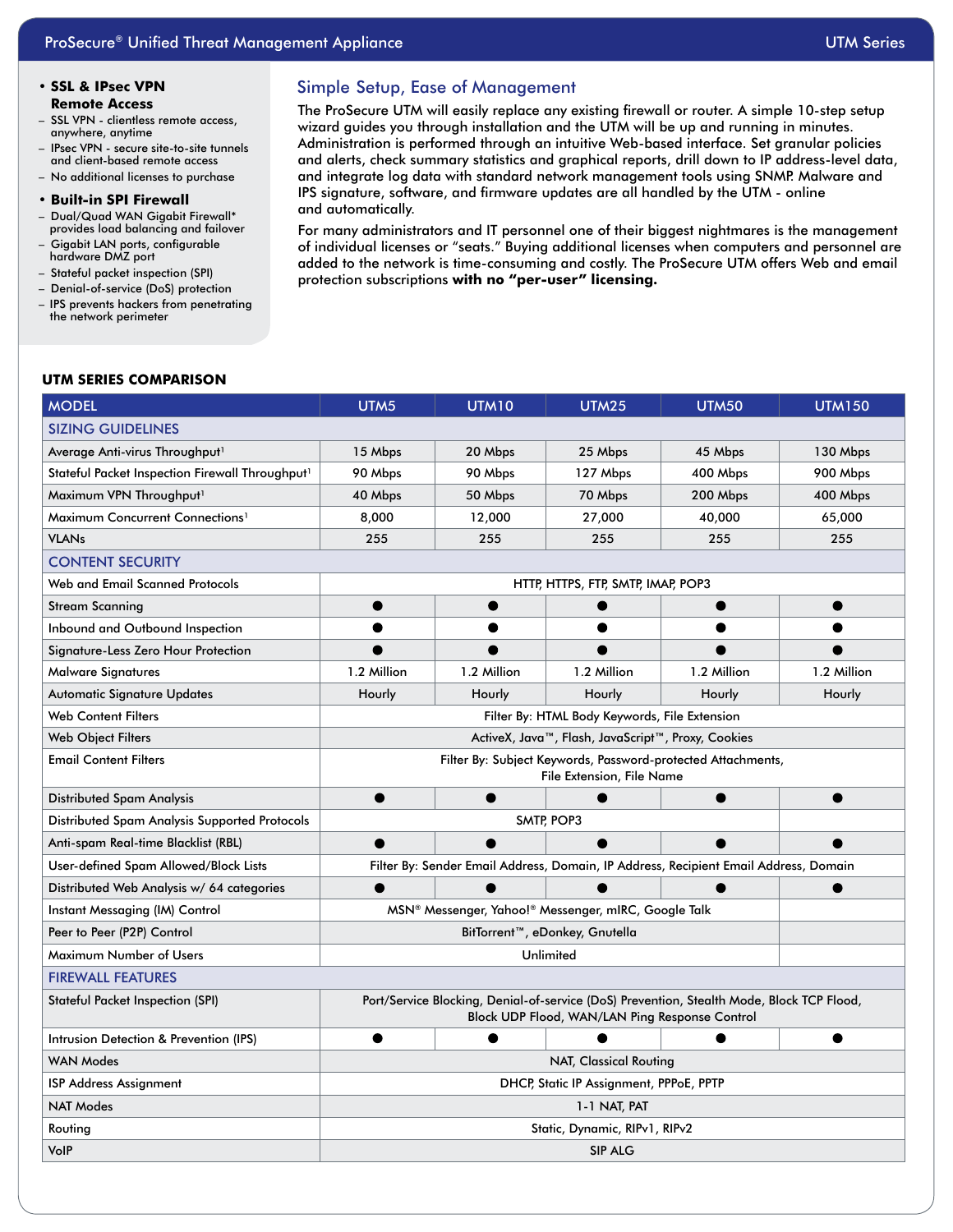- **SSL & IPsec VPN Remote Access**
  - SSL VPN - clientless remote access, anywhere, anytime
  - IPsec VPN - secure site-to-site tunnels and client-based remote access
  - No additional licenses to purchase
- **Built-in SPI Firewall**
  - Dual/Quad WAN Gigabit Firewall* provides load balancing and failover
  - Gigabit LAN ports, configurable hardware DMZ port
  - Stateful packet inspection (SPI)
  - Denial-of-service (DoS) protection
  - IPS prevents hackers from penetrating the network perimeter

## Simple Setup, Ease of Management

The ProSecure UTM will easily replace any existing firewall or router. A simple 10-step setup wizard guides you through installation and the UTM will be up and running in minutes. Administration is performed through an intuitive Web-based interface. Set granular policies and alerts, check summary statistics and graphical reports, drill down to IP address-level data, and integrate log data with standard network management tools using SNMP. Malware and IPS signature, software, and firmware updates are all handled by the UTM - online and automatically.

For many administrators and IT personnel one of their biggest nightmares is the management of individual licenses or "seats." Buying additional licenses when computers and personnel are added to the network is time-consuming and costly. The ProSecure UTM offers Web and email protection subscriptions **with no "per-user" licensing.**

### UTM SERIES COMPARISON

| MODEL | UTM5 | UTM10 | UTM25 | UTM50 | UTM150 |
|---|---|---|---|---|---|
| **SIZING GUIDELINES** | | | | | |
| Average Anti-virus Throughput[1] | 15 Mbps | 20 Mbps | 25 Mbps | 45 Mbps | 130 Mbps |
| Stateful Packet Inspection Firewall Throughput[1] | 90 Mbps | 90 Mbps | 127 Mbps | 400 Mbps | 900 Mbps |
| Maximum VPN Throughput[1] | 40 Mbps | 50 Mbps | 70 Mbps | 200 Mbps | 400 Mbps |
| Maximum Concurrent Connections[1] | 8,000 | 12,000 | 27,000 | 40,000 | 65,000 |
| VLANs | 255 | 255 | 255 | 255 | 255 |
| **CONTENT SECURITY** | | | | | |
| Web and Email Scanned Protocols | HTTP, HTTPS, FTP, SMTP, IMAP, POP3 | | | | |
| Stream Scanning | ● | ● | ● | ● | ● |
| Inbound and Outbound Inspection | ● | ● | ● | ● | ● |
| Signature-Less Zero Hour Protection | ● | ● | ● | ● | ● |
| Malware Signatures | 1.2 Million | 1.2 Million | 1.2 Million | 1.2 Million | 1.2 Million |
| Automatic Signature Updates | Hourly | Hourly | Hourly | Hourly | Hourly |
| Web Content Filters | Filter By: HTML Body Keywords, File Extension | | | | |
| Web Object Filters | ActiveX, Java™, Flash, JavaScript™, Proxy, Cookies | | | | |
| Email Content Filters | Filter By: Subject Keywords, Password-protected Attachments, File Extension, File Name | | | | |
| Distributed Spam Analysis | ● | ● | ● | ● | ● |
| Distributed Spam Analysis Supported Protocols | SMTP, POP3 | | | | |
| Anti-spam Real-time Blacklist (RBL) | ● | ● | ● | ● | ● |
| User-defined Spam Allowed/Block Lists | Filter By: Sender Email Address, Domain, IP Address, Recipient Email Address, Domain | | | | |
| Distributed Web Analysis w/ 64 categories | ● | ● | ● | ● | ● |
| Instant Messaging (IM) Control | MSN® Messenger, Yahoo!® Messenger, mIRC, Google Talk | | | | |
| Peer to Peer (P2P) Control | BitTorrent™, eDonkey, Gnutella | | | | |
| Maximum Number of Users | Unlimited | | | | |
| **FIREWALL FEATURES** | | | | | |
| Stateful Packet Inspection (SPI) | Port/Service Blocking, Denial-of-service (DoS) Prevention, Stealth Mode, Block TCP Flood, Block UDP Flood, WAN/LAN Ping Response Control | | | | |
| Intrusion Detection & Prevention (IPS) | ● | ● | ● | ● | ● |
| WAN Modes | NAT, Classical Routing | | | | |
| ISP Address Assignment | DHCP, Static IP Assignment, PPPoE, PPTP | | | | |
| NAT Modes | 1-1 NAT, PAT | | | | |
| Routing | Static, Dynamic, RIPv1, RIPv2 | | | | |
| VoIP | SIP ALG | | | | |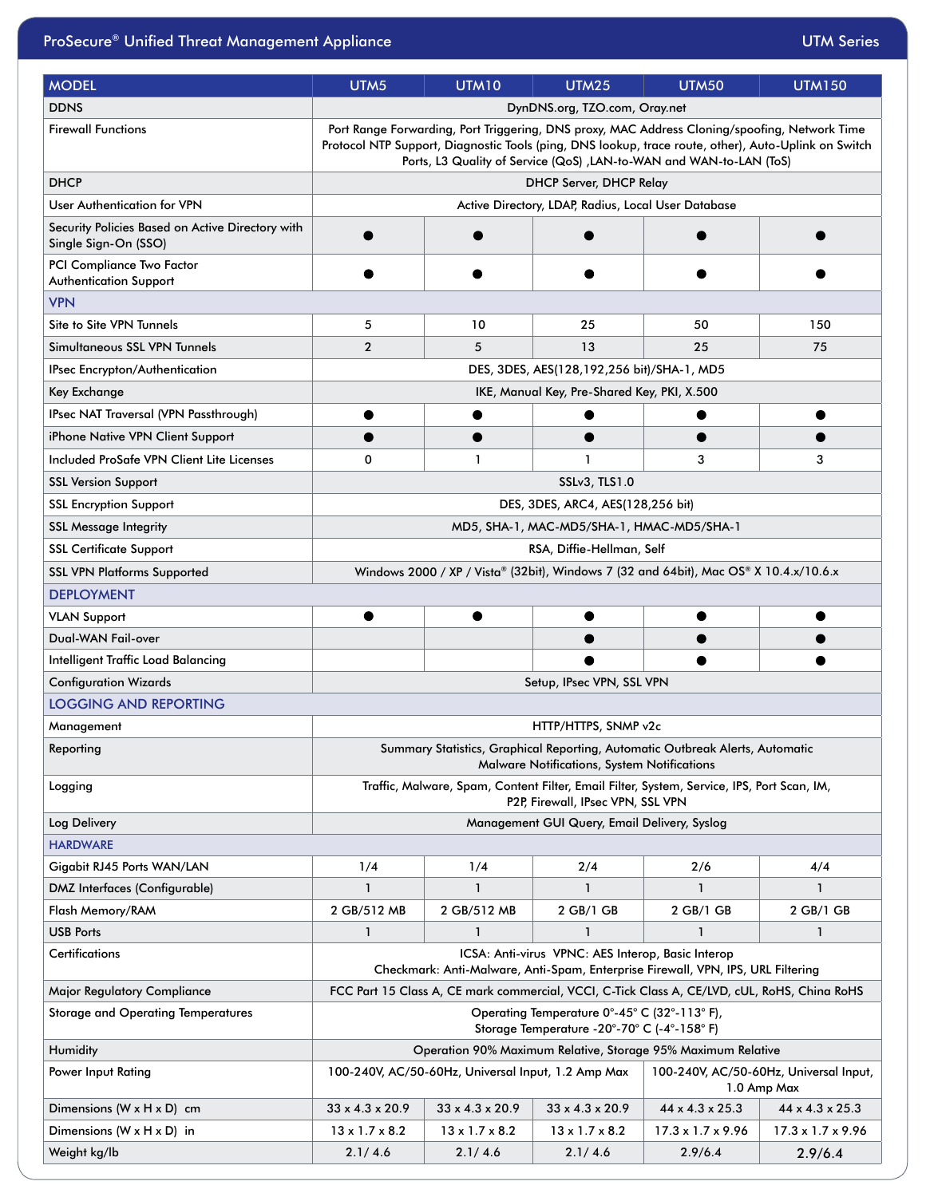| MODEL | UTM5 | UTM10 | UTM25 | UTM50 | UTM150 |
|---|---|---|---|---|---|
| DDNS | DynDNS.org, TZO.com, Oray.net | | | | |
| Firewall Functions | Port Range Forwarding, Port Triggering, DNS proxy, MAC Address Cloning/spoofing, Network Time Protocol NTP Support, Diagnostic Tools (ping, DNS lookup, trace route, other), Auto-Uplink on Switch Ports, L3 Quality of Service (QoS) ,LAN-to-WAN and WAN-to-LAN (ToS) | | | | |
| DHCP | DHCP Server, DHCP Relay | | | | |
| User Authentication for VPN | Active Directory, LDAP, Radius, Local User Database | | | | |
| Security Policies Based on Active Directory with Single Sign-On (SSO) | ● | ● | ● | ● | ● |
| PCI Compliance Two Factor Authentication Support | ● | ● | ● | ● | ● |
| **VPN** | | | | | |
| Site to Site VPN Tunnels | 5 | 10 | 25 | 50 | 150 |
| Simultaneous SSL VPN Tunnels | 2 | 5 | 13 | 25 | 75 |
| IPsec Encrypton/Authentication | DES, 3DES, AES(128,192,256 bit)/SHA-1, MD5 | | | | |
| Key Exchange | IKE, Manual Key, Pre-Shared Key, PKI, X.500 | | | | |
| IPsec NAT Traversal (VPN Passthrough) | ● | ● | ● | ● | ● |
| iPhone Native VPN Client Support | ● | ● | ● | ● | ● |
| Included ProSafe VPN Client Lite Licenses | 0 | 1 | 1 | 3 | 3 |
| SSL Version Support | SSLv3, TLS1.0 | | | | |
| SSL Encryption Support | DES, 3DES, ARC4, AES(128,256 bit) | | | | |
| SSL Message Integrity | MD5, SHA-1, MAC-MD5/SHA-1, HMAC-MD5/SHA-1 | | | | |
| SSL Certificate Support | RSA, Diffie-Hellman, Self | | | | |
| SSL VPN Platforms Supported | Windows 2000 / XP / Vista® (32bit), Windows 7 (32 and 64bit), Mac OS® X 10.4.x/10.6.x | | | | |
| **DEPLOYMENT** | | | | | |
| VLAN Support | ● | ● | ● | ● | ● |
| Dual-WAN Fail-over | | | ● | ● | ● |
| Intelligent Traffic Load Balancing | | | ● | ● | ● |
| Configuration Wizards | Setup, IPsec VPN, SSL VPN | | | | |
| **LOGGING AND REPORTING** | | | | | |
| Management | HTTP/HTTPS, SNMP v2c | | | | |
| Reporting | Summary Statistics, Graphical Reporting, Automatic Outbreak Alerts, Automatic Malware Notifications, System Notifications | | | | |
| Logging | Traffic, Malware, Spam, Content Filter, Email Filter, System, Service, IPS, Port Scan, IM, P2P, Firewall, IPsec VPN, SSL VPN | | | | |
| Log Delivery | Management GUI Query, Email Delivery, Syslog | | | | |
| **HARDWARE** | | | | | |
| Gigabit RJ45 Ports WAN/LAN | 1/4 | 1/4 | 2/4 | 2/6 | 4/4 |
| DMZ Interfaces (Configurable) | 1 | 1 | 1 | 1 | 1 |
| Flash Memory/RAM | 2 GB/512 MB | 2 GB/512 MB | 2 GB/1 GB | 2 GB/1 GB | 2 GB/1 GB |
| USB Ports | 1 | 1 | 1 | 1 | 1 |
| Certifications | ICSA: Anti-virus VPNC: AES Interop, Basic Interop Checkmark: Anti-Malware, Anti-Spam, Enterprise Firewall, VPN, IPS, URL Filtering | | | | |
| Major Regulatory Compliance | FCC Part 15 Class A, CE mark commercial, VCCI, C-Tick Class A, CE/LVD, cUL, RoHS, China RoHS | | | | |
| Storage and Operating Temperatures | Operating Temperature 0°-45° C (32°-113° F), Storage Temperature -20°-70° C (-4°-158° F) | | | | |
| Humidity | Operation 90% Maximum Relative, Storage 95% Maximum Relative | | | | |
| Power Input Rating | 100-240V, AC/50-60Hz, Universal Input, 1.2 Amp Max | | | 100-240V, AC/50-60Hz, Universal Input, 1.0 Amp Max | |
| Dimensions (W x H x D) cm | 33 x 4.3 x 20.9 | 33 x 4.3 x 20.9 | 33 x 4.3 x 20.9 | 44 x 4.3 x 25.3 | 44 x 4.3 x 25.3 |
| Dimensions (W x H x D) in | 13 x 1.7 x 8.2 | 13 x 1.7 x 8.2 | 13 x 1.7 x 8.2 | 17.3 x 1.7 x 9.96 | 17.3 x 1.7 x 9.96 |
| Weight kg/lb | 2.1/ 4.6 | 2.1/ 4.6 | 2.1/ 4.6 | 2.9/6.4 | 2.9/6.4 |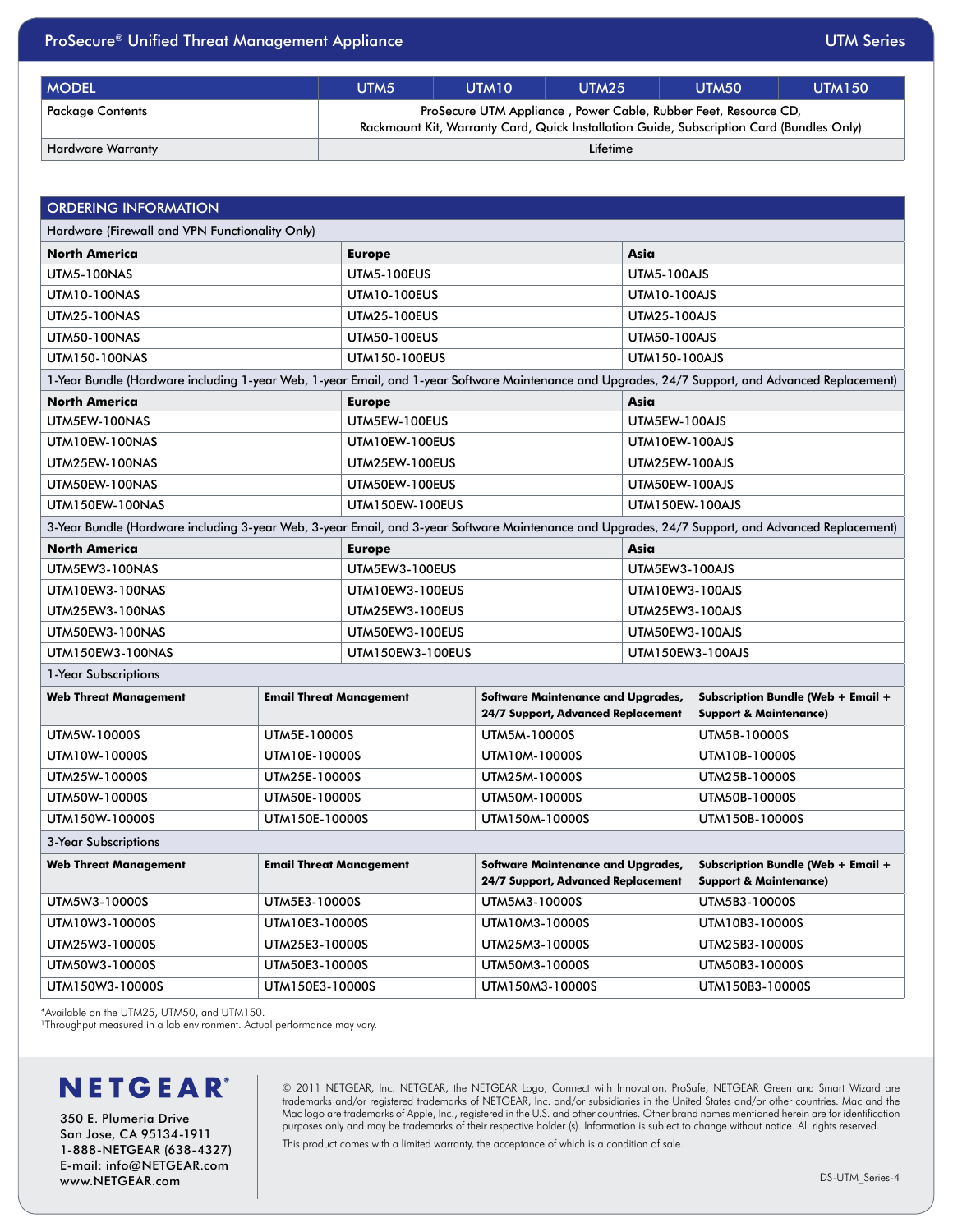| MODEL | UTM5 | UTM10 | UTM25 | UTM50 | UTM150 |
|---|---|---|---|---|---|
| Package Contents | ProSecure UTM Appliance , Power Cable, Rubber Feet, Resource CD, Rackmount Kit, Warranty Card, Quick Installation Guide, Subscription Card (Bundles Only) | | | | |
| Hardware Warranty | Lifetime | | | | |

## ORDERING INFORMATION

| Hardware (Firewall and VPN Functionality Only) | | |
|---|---|---|
| **North America** | **Europe** | **Asia** |
| UTM5-100NAS | UTM5-100EUS | UTM5-100AJS |
| UTM10-100NAS | UTM10-100EUS | UTM10-100AJS |
| UTM25-100NAS | UTM25-100EUS | UTM25-100AJS |
| UTM50-100NAS | UTM50-100EUS | UTM50-100AJS |
| UTM150-100NAS | UTM150-100EUS | UTM150-100AJS |
| 1-Year Bundle (Hardware including 1-year Web, 1-year Email, and 1-year Software Maintenance and Upgrades, 24/7 Support, and Advanced Replacement) | | |
| **North America** | **Europe** | **Asia** |
| UTM5EW-100NAS | UTM5EW-100EUS | UTM5EW-100AJS |
| UTM10EW-100NAS | UTM10EW-100EUS | UTM10EW-100AJS |
| UTM25EW-100NAS | UTM25EW-100EUS | UTM25EW-100AJS |
| UTM50EW-100NAS | UTM50EW-100EUS | UTM50EW-100AJS |
| UTM150EW-100NAS | UTM150EW-100EUS | UTM150EW-100AJS |
| 3-Year Bundle (Hardware including 3-year Web, 3-year Email, and 3-year Software Maintenance and Upgrades, 24/7 Support, and Advanced Replacement) | | |
| **North America** | **Europe** | **Asia** |
| UTM5EW3-100NAS | UTM5EW3-100EUS | UTM5EW3-100AJS |
| UTM10EW3-100NAS | UTM10EW3-100EUS | UTM10EW3-100AJS |
| UTM25EW3-100NAS | UTM25EW3-100EUS | UTM25EW3-100AJS |
| UTM50EW3-100NAS | UTM50EW3-100EUS | UTM50EW3-100AJS |
| UTM150EW3-100NAS | UTM150EW3-100EUS | UTM150EW3-100AJS |

| 1-Year Subscriptions | | | |
|---|---|---|---|
| **Web Threat Management** | **Email Threat Management** | **Software Maintenance and Upgrades, 24/7 Support, Advanced Replacement** | **Subscription Bundle (Web + Email + Support & Maintenance)** |
| UTM5W-10000S | UTM5E-10000S | UTM5M-10000S | UTM5B-10000S |
| UTM10W-10000S | UTM10E-10000S | UTM10M-10000S | UTM10B-10000S |
| UTM25W-10000S | UTM25E-10000S | UTM25M-10000S | UTM25B-10000S |
| UTM50W-10000S | UTM50E-10000S | UTM50M-10000S | UTM50B-10000S |
| UTM150W-10000S | UTM150E-10000S | UTM150M-10000S | UTM150B-10000S |
| 3-Year Subscriptions | | | |
| **Web Threat Management** | **Email Threat Management** | **Software Maintenance and Upgrades, 24/7 Support, Advanced Replacement** | **Subscription Bundle (Web + Email + Support & Maintenance)** |
| UTM5W3-10000S | UTM5E3-10000S | UTM5M3-10000S | UTM5B3-10000S |
| UTM10W3-10000S | UTM10E3-10000S | UTM10M3-10000S | UTM10B3-10000S |
| UTM25W3-10000S | UTM25E3-10000S | UTM25M3-10000S | UTM25B3-10000S |
| UTM50W3-10000S | UTM50E3-10000S | UTM50M3-10000S | UTM50B3-10000S |
| UTM150W3-10000S | UTM150E3-10000S | UTM150M3-10000S | UTM150B3-10000S |

*Available on the UTM25, UTM50, and UTM150.
[1]Throughput measured in a lab environment. Actual performance may vary.

**NETGEAR®**

350 E. Plumeria Drive
San Jose, CA 95134-1911
1-888-NETGEAR (638-4327)
E-mail: info@NETGEAR.com
www.NETGEAR.com

© 2011 NETGEAR, Inc. NETGEAR, the NETGEAR Logo, Connect with Innovation, ProSafe, NETGEAR Green and Smart Wizard are trademarks and/or registered trademarks of NETGEAR, Inc. and/or subsidiaries in the United States and/or other countries. Mac and the Mac logo are trademarks of Apple, Inc., registered in the U.S. and other countries. Other brand names mentioned herein are for identification purposes only and may be trademarks of their respective holder (s). Information is subject to change without notice. All rights reserved.

This product comes with a limited warranty, the acceptance of which is a condition of sale.

DS-UTM_Series-4